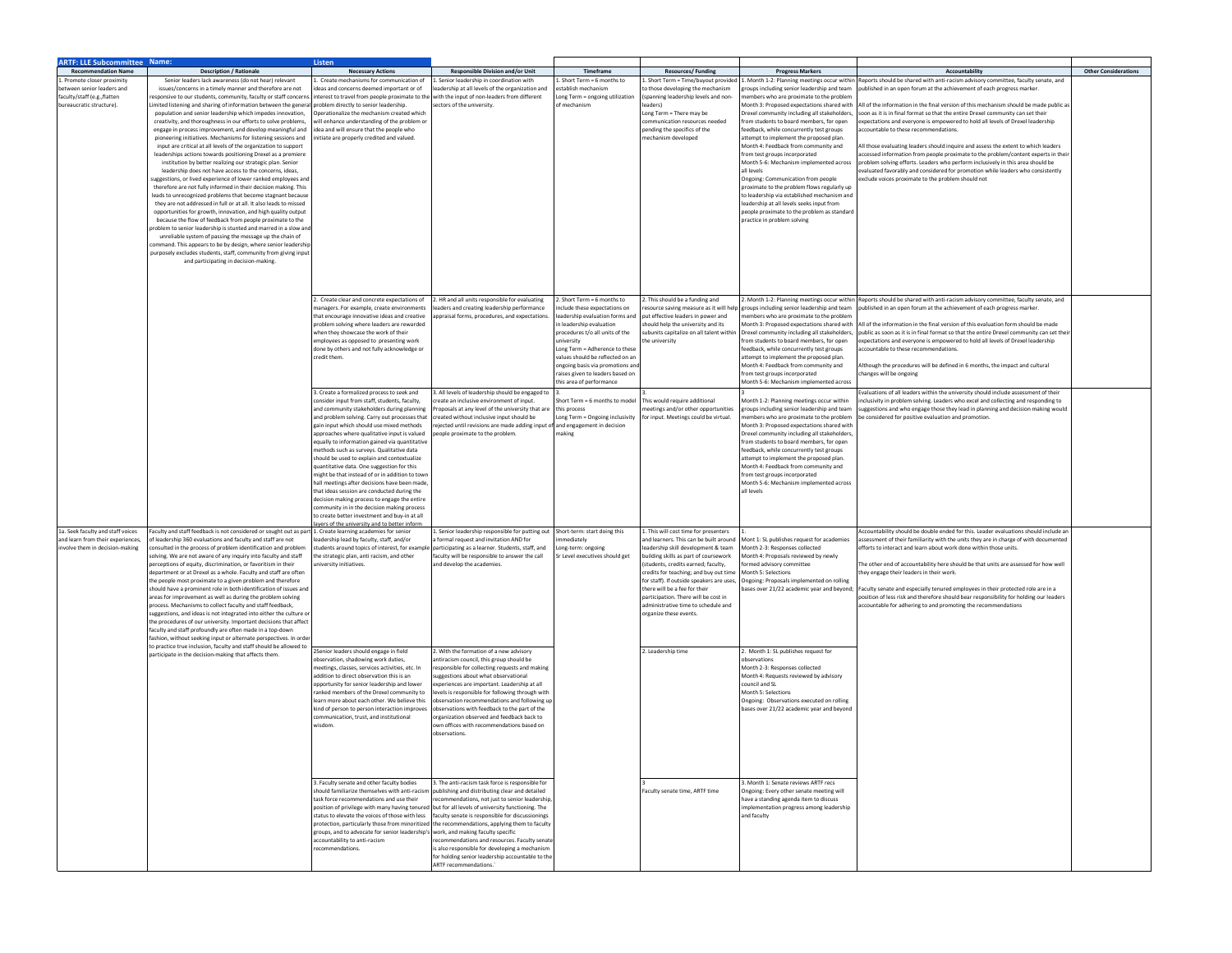| ARTF: LLE Subcommittee | Name: | Listen | | | | | | |
|---|---|---|---|---|---|---|---|---|
| **Recommendation Name** | **Description / Rationale** | **Necessary Actions** | **Responsible Division and/or Unit** | **Timeframe** | **Resources/ Funding** | **Progress Markers** | **Accountability** | **Other Considerations** |
| 1. Promote closer proximity between senior leaders and faculty/staff (e.g.,flatten bureaucratic structure). | Senior leaders lack awareness (do not hear) relevant issues/concerns in a timely manner and therefore are not responsive to our students, community, faculty or staff concerns. Limited listening and sharing of information between the general population and senior leadership which impedes innovation, creativity, and thoroughness in our efforts to solve problems, engage in process improvement, and develop meaningful and pioneering initiatives. Mechanisms for listening sessions and input are critical at all levels of the organization to support leaderships actions towards positioning Drexel as a premiere institution by better realizing our strategic plan. Senior leadership does not have access to the concerns, ideas, suggestions, or lived experience of lower ranked employees and therefore are not fully informed in their decision making. This leads to unrecognized problems that become stagnant because they are not addressed in full or at all. It also leads to missed opportunities for growth, innovation, and high quality output because the flow of feedback from people proximate to the problem to senior leadership is stunted and marred in a slow and unreliable system of passing the message up the chain of command. This appears to be by design, where senior leadership purposely excludes students, staff, community from giving input and participating in decision-making. | 1. Create mechanisms for communication of ideas and concerns deemed important or of interest to travel from people proximate to the problem directly to senior leadership. Operationalize the mechanism created which will enhance understanding of the problem or idea and will ensure that the people who initiate are properly credited and valued. | 1. Senior leadership in coordination with leadership at all levels of the organization and with the input of non-leaders from different sectors of the university. | 1. Short Term = 6 months to establish mechanism<br>Long Term = ongoing utilization of mechanism | 1. Short Term = Time/buyout provided to those developing the mechanism (spanning leadership levels and non-leaders)<br>Long Term = There may be communication resources needed pending the specifics of the mechanism developed | 1. Month 1-2: Planning meetings occur within groups including senior leadership and team members who are proximate to the problem<br>Month 3: Proposed expectations shared with Drexel community including all stakeholders, from students to board members, for open feedback, while concurrently test groups attempt to implement the proposed plan.<br>Month 4: Feedback from community and from test groups incorporated<br>Month 5-6: Mechanism implemented across all levels<br>Ongoing: Communication from people proximate to the problem flows regularly up to leadership via established mechanism and leadership at all levels seeks input from people proximate to the problem as standard practice in problem solving | Reports should be shared with anti-racism advisory committee, faculty senate, and published in an open forum at the achievement of each progress marker.<br><br>All of the information in the final version of this mechanism should be made public as soon as it is in final format so that the entire Drexel community can set their expectations and everyone is empowered to hold all levels of Drexel leadership accountable to these recommendations.<br><br>All those evaluating leaders should inquire and assess the extent to which leaders accessed information from people proximate to the problem/content experts in their problem solving efforts. Leaders who perform inclusively in this area should be evaluated favorably and considered for promotion while leaders who consistently exclude voices proximate to the problem should not | |
| | | 2. Create clear and concrete expectations of managers. For example, create environments that encourage innovative ideas and creative problem solving where leaders are rewarded when they showcase the work of their employees as opposed to presenting work done by others and not fully acknowledge or credit them. | 2. HR and all units responsible for evaluating leaders and creating leadership performance appraisal forms, procedures, and expectations. | 2. Short Term = 6 months to include these expectations on leadership evaluation forms and in leadership evaluation procedures t/o all units of the university<br>Long Term = Adherence to these values should be reflected on an ongoing basis via promotions and raises given to leaders based on this area of performance | 2. This should be a funding and resource saving measure as it will help put effective leaders in power and should help the university and its subunits capitalize on all talent within the university | 2. Month 1-2: Planning meetings occur within groups including senior leadership and team members who are proximate to the problem<br>Month 3: Proposed expectations shared with Drexel community including all stakeholders, from students to board members, for open feedback, while concurrently test groups attempt to implement the proposed plan.<br>Month 4: Feedback from community and from test groups incorporated<br>Month 5-6: Mechanism implemented across | Reports should be shared with anti-racism advisory committee, faculty senate, and published in an open forum at the achievement of each progress marker.<br><br>All of the information in the final version of this evaluation form should be made public as soon as it is in final format so that the entire Drexel community can set their expectations and everyone is empowered to hold all levels of Drexel leadership accountable to these recommendations.<br><br>Although the procedures will be defined in 6 months, the impact and cultural changes will be ongoing | |
| | | 3. Create a formalized process to seek and consider input from staff, students, faculty, and community stakeholders during planning and problem solving. Carry out processes that gain input which should use mixed methods approaches where qualitative input is valued equally to information gained via quantitative methods such as surveys. Qualitative data should be used to explain and contextualize quantitative data. One suggestion for this might be that instead of or in addition to town hall meetings after decisions have been made, that ideas session are conducted during the decision making process to engage the entire community in in the decision making process to create better investment and buy-in at all layers of the university and to better inform | 3. All levels of leadership should be engaged to create an inclusive environment of input. Proposals at any level of the university that are created without inclusive input should be rejected until revisions are made adding input of people proximate to the problem. | 3.<br>Short Term = 6 months to model this process<br>Long Term = Ongoing inclusivity and engagement in decision making | 3.<br>This would require additional meetings and/or other opportunities for input. Meetings could be virtual. | 3<br>Month 1-2: Planning meetings occur within groups including senior leadership and team members who are proximate to the problem<br>Month 3: Proposed expectations shared with Drexel community including all stakeholders, from students to board members, for open feedback, while concurrently test groups attempt to implement the proposed plan.<br>Month 4: Feedback from community and from test groups incorporated<br>Month 5-6: Mechanism implemented across all levels | Evaluations of all leaders within the university should include assessment of their inclusivity in problem solving. Leaders who excel and collecting and responding to suggestions and who engage those they lead in planning and decision making would be considered for positive evaluation and promotion. | |
| 1a. Seek faculty and staff voices and learn from their experiences, involve them in decision-making | Faculty and staff feedback is not considered or sought out as part of leadership 360 evaluations and faculty and staff are not consulted in the process of problem identification and problem solving. We are not aware of any inquiry into faculty and staff perceptions of equity, discrimination, or favoritism in their department or at Drexel as a whole. Faculty and staff are often the people most proximate to a given problem and therefore should have a prominent role in both identification of issues and areas for improvement as well as during the problem solving process. Mechanisms to collect faculty and staff feedback, suggestions, and ideas is not integrated into either the culture or the procedures of our university. Important decisions that affect faculty and staff profoundly are often made in a top-down fashion, without seeking input or alternate perspectives. In order to practice true inclusion, faculty and staff should be allowed to participate in the decision-making that affects them. | 1. Create learning academies for senior leadership lead by faculty, staff, and/or students around topics of interest, for example the strategic plan, anti racism, and other university initiatives. | 1. Senior leadership responsible for putting out a formal request and invitation AND for participating as a learner. Students, staff, and faculty will be responsible to answer the call and develop the academies. | Short-term: start doing this immediately<br>Long-term: ongoing<br>Sr Level executives should get | 1. This will cost time for presenters and learners. This can be built around leadership skill development & team building skills as part of coursework (students, credits earned; faculty, credits for teaching; and buy out time for staff). If outside speakers are uses, there will be a fee for their participation. There will be cost in administrative time to schedule and organize these events. | 1.<br>Mont 1: SL publishes request for academies<br>Month 2-3: Responses collected<br>Month 4: Proposals reviewed by newly formed advisory committee<br>Month 5: Selections<br>Ongoing: Proposals implemented on rolling bases over 21/22 academic year and beyond; | Accountability should be double ended for this. Leader evaluations should include an assessment of their familiarity with the units they are in charge of with documented efforts to interact and learn about work done within those units.<br><br>The other end of accountability here should be that units are assessed for how well they engage their leaders in their work.<br><br>Faculty senate and especially tenured employees in their protected role are in a position of less risk and therefore should bear responsibility for holding our leaders accountable for adhering to and promoting the recommendations | |
| | | 2Senior leaders should engage in field observation, shadowing work duties, meetings, classes, services activities, etc. In addition to direct observation this is an opportunity for senior leadership and lower ranked members of the Drexel community to learn more about each other. We believe this kind of person to person interaction improves communication, trust, and institutional wisdom. | 2. With the formation of a new advisory antiracism council, this group should be responsible for collecting requests and making suggestions about what observational experiences are important. Leadership at all levels is responsible for following through with observation recommendations and following up observations with feedback to the part of the organization observed and feedback back to own offices with recommendations based on observations. | | 2. Leadership time | 2. Month 1: SL publishes request for observations<br>Month 2-3: Responses collected<br>Month 4: Requests reviewed by advisory council and SL<br>Month 5: Selections<br>Ongoing: Observations executed on rolling bases over 21/22 academic year and beyond | | |
| | | 3. Faculty senate and other faculty bodies should familiarize themselves with anti-racism task force recommendations and use their position of privilege with many having tenured status to elevate the voices of those with less protection, particularly those from minoritized groups, and to advocate for senior leadership's accountability to anti-racism recommendations. | 3. The anti-racism task force is responsible for publishing and distributing clear and detailed recommendations, not just to senior leadership, but for all levels of university functioning. The faculty senate is responsible for discussionings the recommendations, applying them to faculty work, and making faculty specific recommendations and resources. Faculty senate is also responsible for developing a mechanism for holding senior leadership accountable to the ARTF recommendations.` | | 3<br>Faculty senate time, ARTF time | 3. Month 1: Senate reviews ARTF recs<br>Ongoing: Every other senate meeting will have a standing agenda item to discuss implementation progress among leadership and faculty | | |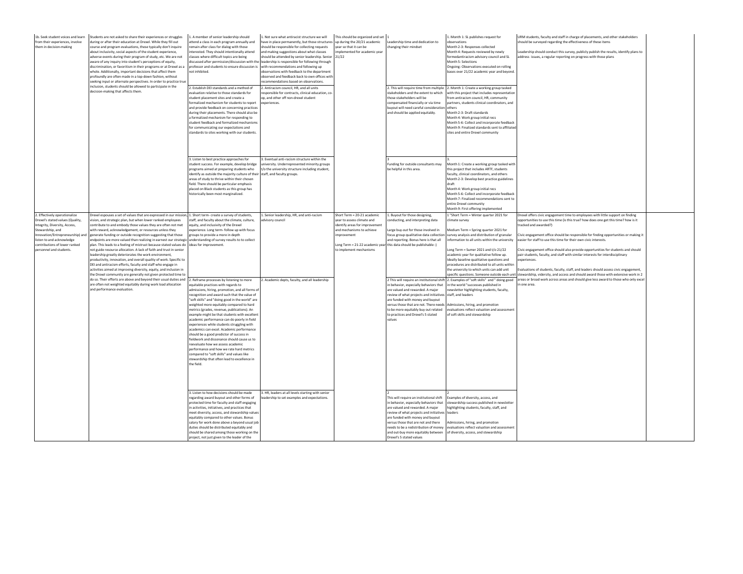| | | | | | | | | | |
|---|---|---|---|---|---|---|---|---|---|
| 1b. Seek student voices and learn from their experiences, involve them in decision-making | Students are not asked to share their experiences or struggles during or after their education at Drexel. While they fill out course and program evaluations, these typically don't inquire about inclusivity, social aspects of the student experience, adverse events during their program of study, etc. We are not aware of any inquiry into student's perceptions of equity, discrimination, or favoritism in their programs or at Drexel as a whole. Additionally, important decisions that affect them profoundly are often made in a top-down fashion, without seeking input or alternate perspectives. In order to practice true inclusion, students should be allowed to participate in the decision-making that affects them. | 1. A member of senior leadership should attend a class in each program annually and remain after class for dialog with those interested. They should intentionally attend classes where difficult topics are being discussed after permission/discussion with the professor and students to ensure discussion is not inhibited. | 1. Not sure what antiracist structure we will have in place permanently, but those structures should be responsible for collecting requests and making suggestions about what classes should be attended by senior leadership. Senior leadership is responsible for following through with recommendations and following up observations with feedback to the department observed and feedback back to own offices with recommendations based on observations. | This should be organized and set up during the 20/21 academic year so that it can be implemented for academic year 21/22 | 1<br>Leadership time and dedication to changing their mindset | 1. Month 1: SL publishes request for observations<br>Month 2-3: Responses collected<br>Month 4: Requests reviewed by newly formedantiracism advisory council and SL<br>Month 5: Selections<br>Ongoing: Observations executed on rolling bases over 21/22 academic year and beyond. | URM students, faculty and staff in charge of placements, and other stakeholders should be surveyed regarding the effectiveness of these items<br><br>Leadership should conduct this survey, publicly publish the results, identify plans to address issues, a regular reporting on progress with those plans | |
| | | 2. Establish DEI standards and a method of evaluation relative to those standards for student placement sites and create a formalized mechanism for students to report and provide feedback on concerning practices during their placements. There should also be a formalized mechanism for responding to student feedback and formalized mechanisms for communicating our expectations and standards to sites working with our students. | 2. Antiracism council, HR, and all units responsible for contracts, clinical education, co-op, and other off non-drexel student experiences. | | 2. This will require time from multiple stakeholders and the extent to which those stakeholders will be compensated financially or via time buyout will need careful consideration and should be applied equitably. | 2. Month 1: Create a working group tasked with this project that includes representation from antiracism council, HR, community partners, students clinical coordinators, and others<br>Month 2-3: Draft standards<br>Month 4: Work group initial recs<br>Month 5-6: Collect and incorporate feedback<br>Month 9: Finalized standards sent to affiliated sites and entire Drexel community | | |
| | | 3. Listen to best practice approaches for student success. For example, develop bridge programs aimed at preparing students who identify as outside the majority culture of their areas of study to thrive within their chosen field. There should be particular emphasis placed on Black students as this group has historically been most marginalized. | 3. Eventual anti-racism structure within the university. Underrepresented minority groups t/o the university structure including student, staff, and faculty groups. | | 3<br>Funding for outside consultants may be helpful in this area. | 3.<br>Month 1: Create a working group tasked with this project that includes ARTF, students faculty, clinical coordinators, and others<br>Month 2-3: Develop best practice guidelines draft<br>Month 4: Work group initial recs<br>Month 5-6: Collect and incorporate feedback<br>Month 7: Finalized recommendations sent to entire Drexel community<br>Month 9: First offering implemented | | |
| 2. Effectively operationalize Drexel's stated values (Quality, Integrity, Diversity, Access, Stewardship, and Innovation/Entrepreneurship) and listen to and acknowledge contributions of lower ranked personnel and students. | Drexel espouses a set of values that are expressed in our mission, vision, and strategic plan, but when lower ranked employees contribute to and embody those values they are often not met with reward, acknowledgement, or resources unless they generate funding or outside recognition suggesting that those endpoints are more valued than realizing in earnest our strategic plan. This leads to a feeling of mistrust because stated values do not guide resource allocation. A lack of faith and trust in senior leadership greatly deteriorates the work environment, productivity, innovation, and overall quality of work. Specific to DEI and antiracism efforts, faculty and staff who engage in activities aimed at improving diversity, equity, and inclusion in the Drexel community are generally not given protected time to do so. Their efforts are above and beyond their usual duties and are often not weighted equitably during work load allocation and performance evaluation. | 1. Short term - create a survey of students, staff, and faculty about the climate, culture, equity, and inclusivity of the Drexel experience. Long term- follow up with focus groups to provide a more in depth understanding of survey results to to collect ideas for improvement. | 1. Senior leadership, HR, and anti-racism advisory council | Short Term = 20-21 academic year to assess climate and identify areas for improvement and mechanisms to achieve improvement<br><br>Long Term = 21-22 academic year to implement mechanisms | 1. Buyout for those designing, conducting, and interpreting data<br><br>Large buy-out for those involved in focus group qualitative data collection and reporting. Bonus here is that all this data should be publishable :) | 1 "Short Term = Winter quarter 2021 for climate survey<br><br>Medium Term = Spring quarter 2021 for survey analysis and distribution of granular information to all units within the university<br><br>Long Term = Sumer 2021 and t/o 21/22 academic year for qualitative follow up. Ideally baseline qualitative questions and procedures are distributed to all units within the university to which units can add unit specific questions. Someone outside each unit | Drexel offers civic engagement time to employees with little support on finding opportunities to use this time (is this true? how does one get this time? how is it tracked and awarded?)<br><br>Civic engagement office should be responsible for finding opportunities or making it easier for staff to use this time for their own civic interests.<br><br>Civic engagement office should also provide opportunities for students and should pair students, faculty, and staff with similar interests for interdisciplinary experiences.<br><br>Evaluations of students, faculty, staff, and leaders should assess civic engagement, stewardship, vidersity, and access and should award those with extensive work in 2 areas or broad work across areas and should give less award to those who only excel in one area. | |
| | | 2. Reframe processes by listening to more equitable practices with regards to admissions, hiring, promotion, and all forms of recognition and award such that the value of "soft skills" and "doing good in the world" are weighted more equitably compared to hard metrics (grades, revenue, publications). An example might be that students with excellent academic performance can do poorly in field experiences while students struggling with academics can excel. Academic performance should be a good predictor of success in fieldwork and dissonance should cause us to reevaluate how we assess academic performance and how we rate hard metrics compared to "soft skills" and values like stewardship that often lead to excellence in the field. | 2. Academic depts, faculty, and all leadership | | 2 This will require an institutional shift in behavior, especially behaviors that are valued and rewarded. A major review of what projects and initiatives are funded with money and buyout versus those that are not. There needs to be more equitably buy out related to practices and Drexel's 5 stated values | 2. Examples of "soft skills" and " doing good in the world "successes published in newsletter highlighting students, faculty, staff, and leaders<br><br>Admissions, hiring, and promotion evaluations reflect valuation and assessment of soft skills and stewardship | | |
| | | 3. Listen to how decisions should be made regarding award buyout and other forms of protected time for faculty and staff engaging in activities, initiatives, and practices that meet diversity, access, and stewardship values equitably compared to other values. Bonus salary for work done above a beyond usual job duties should be distributed equitably and should be shared among those working on the project, not just given to the leader of the | 3. HR, leaders at all levels starting with senior leadership to set examples and expectations. | | 2<br>This will require an institutional shift in behavior, especially behaviors that are valued and rewarded. A major review of what projects and initiatives are funded with money and buyout versus those that are not and there needs to be a redistribution of money and out-buy more equitably between Drexel's 5 stated values | 2<br>Examples of diversity, access, and stewardship success published in newsletter highlighting students, faculty, staff, and leaders<br><br>Admissions, hiring, and promotion evaluations reflect valuation and assessment of diversity, access, and stewardship | | |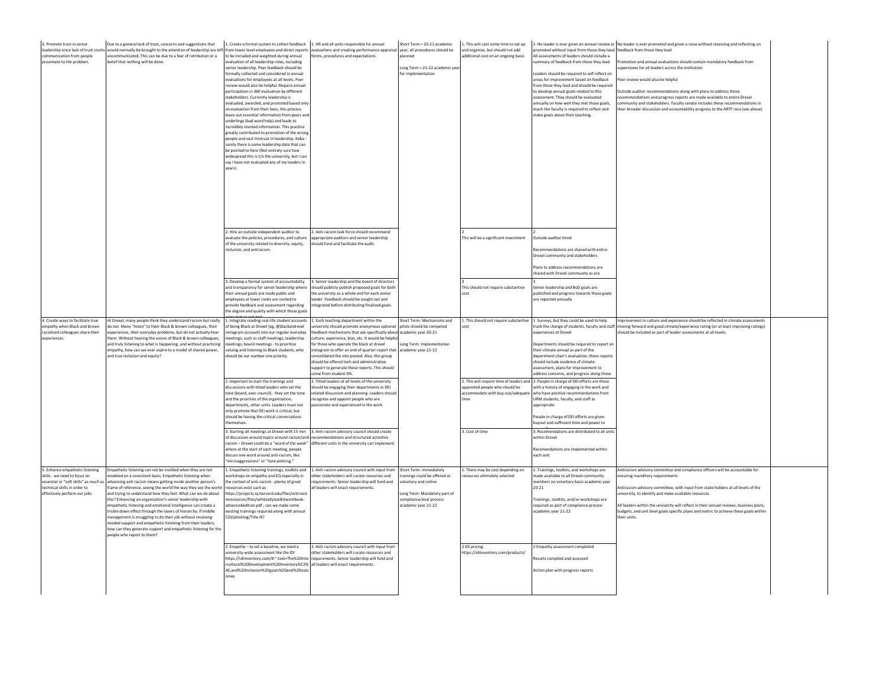| | | | | | | | | |
|---|---|---|---|---|---|---|---|---|
| 3. Promote trust in senior leadership since lack of trust stunts communication from people proximate to the problem. | Due to a general lack of trust, concerns and suggestions that would normally be brought to the attention of leadership are left uncommunicated. This can be due to a fear of retribution or a belief that nothing will be done. | 1. Create a formal system to collect feedback from lower level employees and direct reports to be included and weighted during annual evaluation of all leadership roles, including senior leadership. Peer feedback should be formally collected and considered in annual evaluations for employees at all levels. Peer review would also be helpful. Require annual participation in 360 evaluation by different stakeholders. Currently leadership is evaluated, awarded, and promoted based only on evaluation from their boss, this process leave out essential information from peers and underlings (bad word help) and leads to incredibly stunted information. This practice greatly contributed to promotion of the wrong people and vast mistrust in leadership. Keba - surely there is some leadership data that can be pointed to here (Not entirely sure how widespread this is t/o the university, but I can say I have not evaluated any of my leaders in years). | 1. HR and all units responsible for annual evaluations and creating performance appraisal forms, procedures and expectations. | Short Term = 20-21 academic year, all procedures should be planned<br><br>Long Term = 21-22 academic year for implementation | 1. This will cost some time to set up and organize, but should not add additional cost on an ongoing basis | 1. No leader is ever given an annual review or promoted without input from those they lead. All assessments of leaders should include a summary of feedback from those they lead<br><br>Leaders should be required to self reflect on areas for improvement based on feedback from those they lead and should be required to develop annual goals related to this assessment. They should be evaluated annually on how well they met those goals, much like faculty is required to reflect and make goals about their teaching. | No leader is ever promoted and given a raise without receiving and reflecting on feedback from those they lead<br><br>Promotion and annual evaluations should contain mandatory feedback from supervisees for all leaders across the institution<br><br>Peer review would also be helpful<br><br>Outside auditor recommendations along with plans to address those recommendations and progress reports are made available to entire Drexel community and stakeholders. Faculty senate includes these recommendations in their broader discussion and accountability progress to the ARTF recs (see above) | |
| | | 2. Hire an outside independent auditor to evaluate the policies, procedures, and culture of the university related to diversity, equity, inclusion, and antiracism. | 2. Anti-racism task force should recommend appropriate auditors and senior leadership should fund and facilitate the audit. | | 2<br>This will be a significant investment | 2<br>Outside auditor hired<br><br>Recommendations are shared with entire Drexel community and stakeholders<br><br>Plans to address recommendations are shared with Drexel community as are | | |
| | | 3. Develop a formal system of accountability and transparency for senior leadership where their annual goals are made public and employees at lower ranks are invited to provide feedback and assessment regarding the degree and quality with which those goals were met or not met. | 3. Senior leadership and the board of directors should publicly publish proposed goals for both the university as a whole and for each senior leader. Feedback should be sought out and integrated before distributing finalized goals. | | 3<br>This should not require substantive cost | 3<br>Senior leadership and BoD goals are published and progress towards those goals are reported annually | | |
| 4. Create ways to facilitate true empathy when Black and brown racialized colleagues share their experiences. | At Drexel, many people think they understand racism but really do not. Many "listen" to their Black & brown colleagues, their experiences, their everyday problems, but do not actually hear them. Without hearing the voices of Black & brown colleagues, and truly listening to what is happening, and without practicing empathy, how can we ever aspire to a model of shared power, and true inclusion and equity? | 1. Integrate reading real-life student accounts of being Black at Drexel (eg, @blackatdrexel instagram account) into our regular everyday meetings, such as staff meetings, leadership meetings, board meetings - to prioritize valuing and listening to Black students, who should be our number one priority. | 1. Each teaching department within the university should promote anonymous optional feedback mechanisms that ask specifically about culture, experience, bias, etc. It would be helpful for those who operate the black at drexel instagram to offer an end of quarter report that consolidated the into posted. Also, this group should be offered tech and administrative support to generate these reports. This should come from student life. | Short Term: Mechanisms and pilots should be competed academic year 20-21<br><br>Long Term: Implementation academic year 21-22 | 1. This should not require substantive cost | 1 Surveys, but they could be used to help track the change of students, faculty and staff experiences at Drexel<br><br>Departments should be required to report on their climate annual as part of the department chair's evaluation, these reports should include evidence of climate assessment, plans for improvement to address concerns, and progress along those | Improvement in culture and experience should be reflected in climate assessments moving forward and good climate/experience rating (or at least improving ratings) should be included as part of leader assessments at all levels. | |
| | | 2. Important to start the trainings and discussions with titled leaders who set the tone (board, exec council) - they set the tone and the priorities of the organization, departments, other units. Leaders must not only promote that DEI work is critical, but should be having the critical conversations themselves. | 2. Titled leaders at all levels of the university should be engaging their departments in DEI related discussion and planning. Leaders should recognize and appoint people who are passionate and experienced in the work. | | 2. This will require time of leaders and appointed people who should be accommodate with buy-out/adequate time | 2. People in charge of DEI efforts are those with a history of engaging in the work and who have positive recommendations from URM students, faculty, and staff as appropriate<br><br>People in charge of DEI efforts are given buyout and sufficient time and power to | | |
| | | 3. Starting all meetings at Drexel with 15 min of discussion around topics around racism/anti-racism – Drexel could do a "word of the week" where at the start of each meeting, people discuss one word around anti-racism, like "microaggressions" or "tone policing." | 3. Anti-racism advisory council should create recommendations and structured activities different units in the university can implement. | | 3. Cost of time | 3. Recomendations are distributed to all units within Drexel<br><br>Recomendations are implemented within each unit | | |
| 5. Enhance empathetic listening skills - we need to focus on essential or "soft skills" as much as technical skills in order to effectively perform our jobs | Empathetic listening can not be instilled when they are not modeled on a consistent basis. Empathetic listening when advancing anti racism means getting inside another person's frame of reference, seeing the world the way they see the world and trying to understand how they feel. What can we do about this? Enhancing an organization's senior leadership with empathetic listening and emotional intelligence can create a trickle down effect through the layers of hierarchy. If middle management is struggling to do their job without receiving needed support and empathetic listening from their leaders, how can they generate support and empathetic listening for the people who report to them? | 1. Empathetic listening trainings, toolkits and workshops on empathy and EQ especially in the context of anti-racism - plenty of great resources exist such as https://projects.iq.harvard.edu/files/antiracismresources/files/whiteallytoolkitworkbook-advancededition.pdf ; can we make some existing trainings required along with annual COI/phishing/Title IX? | 1. Anti-racism advisory council with input from other stakeholders will curate resources and requirements. Senior leadership will fund and all leaders will enact requirements. | Short Term: immediately trainings could be offered as voluntary and online<br><br>Long Term: Mandatory part of compliance/eval process academic year 21-22 | 1. There may be cost depending on resources ultimately selected | 1. Trainings, toolkits, and workshops are made available to all Drexel community members on voluntary basis academic year 20-21<br><br>Trainings, toolkits, and/or workshops are required as part of compliance process academic year 21-22 | Antiracism advisory committee and compliance officers will be accountable for ensuring manditory requirements<br><br>Antiracism advisory committee, with input from stake holders at all levels of the university, to identify and make available resources<br><br>All leaders within the univserity will reflect in their annual reviews, business plans, budgets, and unit level goals specific plans and metric to achieve these goals within their units. | |
| | | 2. Empathy – to set a baseline, we need a university-wide assessment like the IDI https://idiinventory.com/#:~:text=The%20Intercultural%20Development%20Inventory%C2%AE,and%20inclusion%20goals%20and%20outcomes | 2. Anti-racism advisory council with input from other stakeholders will curate resources and requirements. Senior leadership will fund and all leaders will enact requirements. | | 2 IDI pricing https://idiinventory.com/products/ | 2 Empathy assessment completed<br><br>Results compiled and assessed<br><br>Action plan with progress reports | | |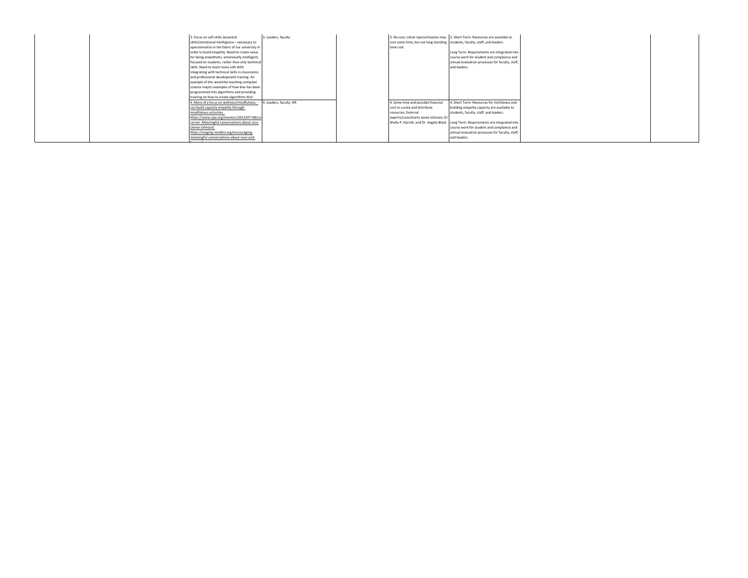| | | | | | | | | |
|---|---|---|---|---|---|---|---|---|
| | | 3. Focus on soft skills (essential skills)/emotional intelligence – necessary to operationalize in the fabric of our university in order to build empathy. Need to create value for being empathetic, emotionally intelligent, focused on students, rather than only technical skills. Need to teach more soft skills integrating with technical skills in classrooms and professional development training. An example of this would be teaching computer science majors examples of how bias has been programmed into algorithms and providing training on how to create algorithms that | 3. Leaders, faculty | | 3. No cost, initial reprioritization may cost some time, but not long standing time cost | 3. Short Term: Resources are available to students, faculty, staff, and leaders.<br><br>Long Term: Requirements are integrated into course work for student and complaince and annual evaluation processes for faculty, staff, and leaders. | | |
| | | 4. More of a focus on wellness/mindfulness - can build capacity empathy through mindfulness activities.<br>https://www.apa.org/monitor/2012/07-08/ce-corner. Meaningful conversations about race (Jenee Johnson)<br>https://staging.mindful.org/encouraging-meaningful-conversations-about-race-and- | 4. Leaders, faculty, HR. | | 4. Some time and possible financial cost to curate and distribute resources. External experts/consultants Jenee Johnson, Dr Shelly P. Harrell, and Dr. Angela Black | 4. Short Term: Resources for minfulness and building empathy capacity are available to students, faculty, staff, and leaders.<br><br>Long Term: Requirements are integrated into course work for student and complaince and annual evaluation processes for faculty, staff, and leaders. | | |